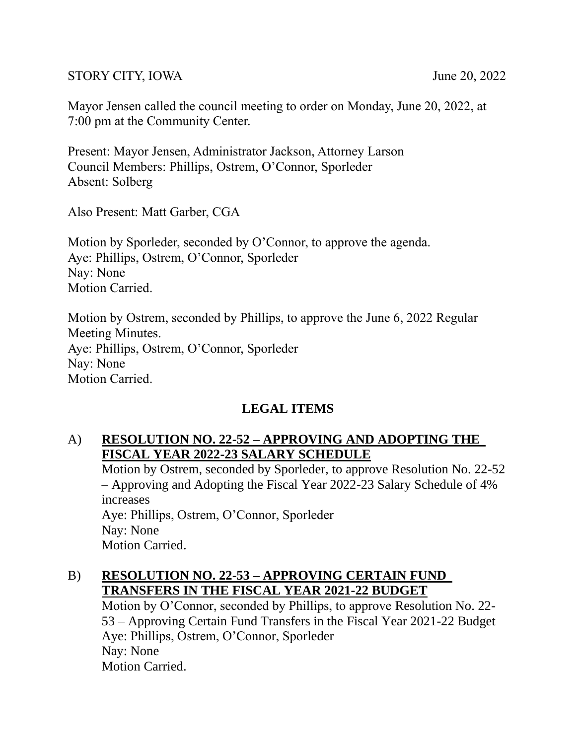STORY CITY, IOWA June 20, 2022

Mayor Jensen called the council meeting to order on Monday, June 20, 2022, at 7:00 pm at the Community Center.

Present: Mayor Jensen, Administrator Jackson, Attorney Larson
Council Members: Phillips, Ostrem, O'Connor, Sporleder
Absent: Solberg

Also Present: Matt Garber, CGA

Motion by Sporleder, seconded by O'Connor, to approve the agenda.
Aye: Phillips, Ostrem, O'Connor, Sporleder
Nay: None
Motion Carried.

Motion by Ostrem, seconded by Phillips, to approve the June 6, 2022 Regular Meeting Minutes.
Aye: Phillips, Ostrem, O'Connor, Sporleder
Nay: None
Motion Carried.

## LEGAL ITEMS

A) **RESOLUTION NO. 22-52 – APPROVING AND ADOPTING THE FISCAL YEAR 2022-23 SALARY SCHEDULE**

Motion by Ostrem, seconded by Sporleder, to approve Resolution No. 22-52 – Approving and Adopting the Fiscal Year 2022-23 Salary Schedule of 4% increases
Aye: Phillips, Ostrem, O'Connor, Sporleder
Nay: None
Motion Carried.

B) **RESOLUTION NO. 22-53 – APPROVING CERTAIN FUND TRANSFERS IN THE FISCAL YEAR 2021-22 BUDGET**

Motion by O'Connor, seconded by Phillips, to approve Resolution No. 22-53 – Approving Certain Fund Transfers in the Fiscal Year 2021-22 Budget
Aye: Phillips, Ostrem, O'Connor, Sporleder
Nay: None
Motion Carried.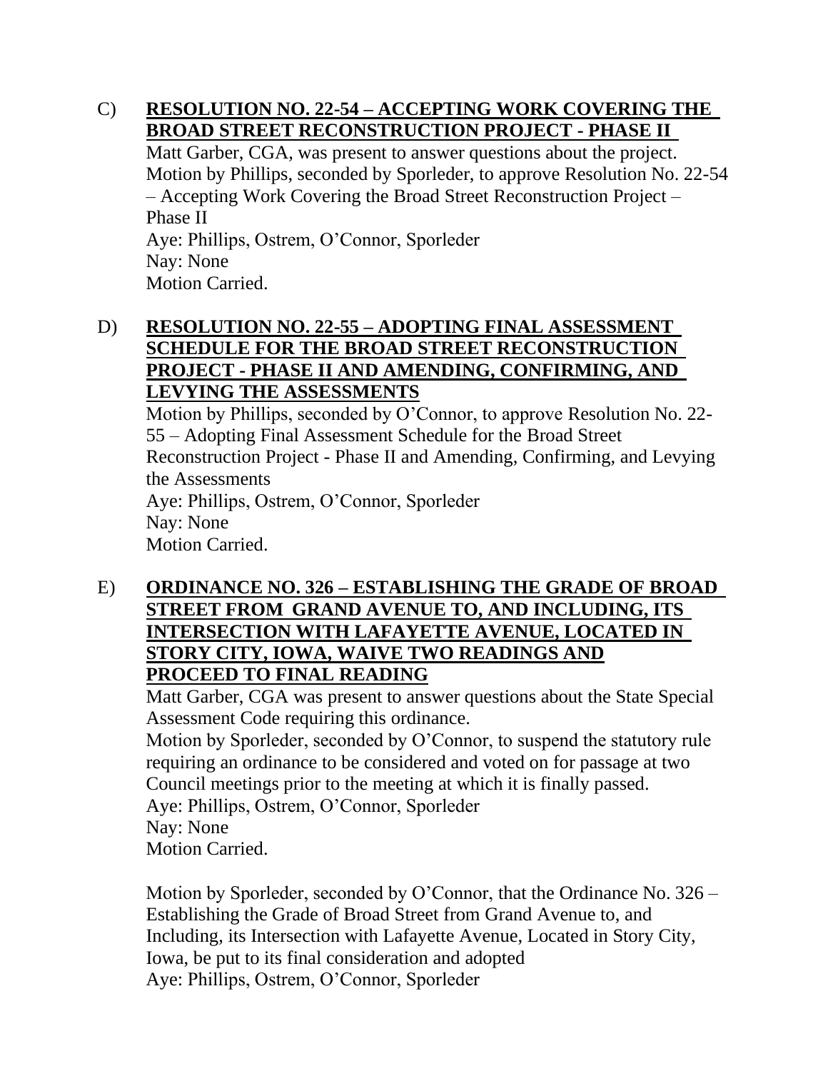C) **<u>RESOLUTION NO. 22-54 – ACCEPTING WORK COVERING THE BROAD STREET RECONSTRUCTION PROJECT - PHASE II</u>**

Matt Garber, CGA, was present to answer questions about the project.
Motion by Phillips, seconded by Sporleder, to approve Resolution No. 22-54 – Accepting Work Covering the Broad Street Reconstruction Project – Phase II
Aye: Phillips, Ostrem, O'Connor, Sporleder
Nay: None
Motion Carried.

D) **<u>RESOLUTION NO. 22-55 – ADOPTING FINAL ASSESSMENT SCHEDULE FOR THE BROAD STREET RECONSTRUCTION PROJECT - PHASE II AND AMENDING, CONFIRMING, AND LEVYING THE ASSESSMENTS</u>**

Motion by Phillips, seconded by O'Connor, to approve Resolution No. 22-55 – Adopting Final Assessment Schedule for the Broad Street Reconstruction Project - Phase II and Amending, Confirming, and Levying the Assessments
Aye: Phillips, Ostrem, O'Connor, Sporleder
Nay: None
Motion Carried.

E) **<u>ORDINANCE NO. 326 – ESTABLISHING THE GRADE OF BROAD STREET FROM GRAND AVENUE TO, AND INCLUDING, ITS INTERSECTION WITH LAFAYETTE AVENUE, LOCATED IN STORY CITY, IOWA, WAIVE TWO READINGS AND PROCEED TO FINAL READING</u>**

Matt Garber, CGA was present to answer questions about the State Special Assessment Code requiring this ordinance.
Motion by Sporleder, seconded by O'Connor, to suspend the statutory rule requiring an ordinance to be considered and voted on for passage at two Council meetings prior to the meeting at which it is finally passed.
Aye: Phillips, Ostrem, O'Connor, Sporleder
Nay: None
Motion Carried.

Motion by Sporleder, seconded by O'Connor, that the Ordinance No. 326 – Establishing the Grade of Broad Street from Grand Avenue to, and Including, its Intersection with Lafayette Avenue, Located in Story City, Iowa, be put to its final consideration and adopted
Aye: Phillips, Ostrem, O'Connor, Sporleder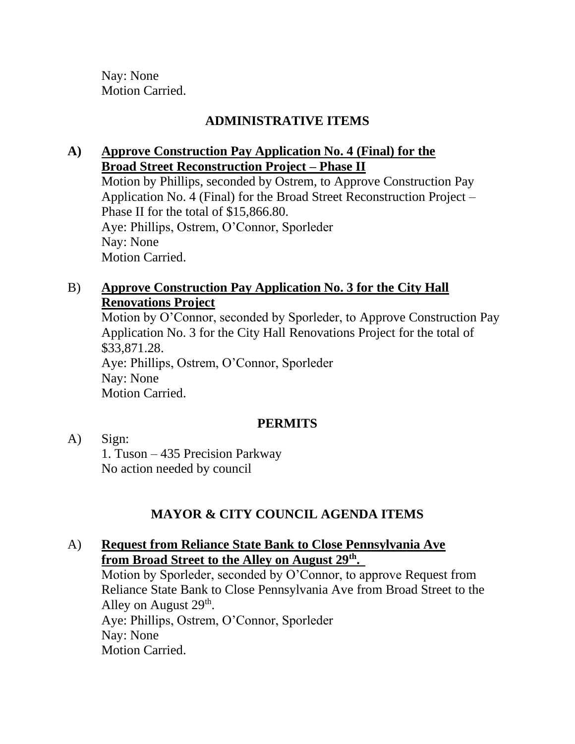Nay: None
Motion Carried.

## ADMINISTRATIVE ITEMS

**A) <u>Approve Construction Pay Application No. 4 (Final) for the Broad Street Reconstruction Project – Phase II</u>**

Motion by Phillips, seconded by Ostrem, to Approve Construction Pay Application No. 4 (Final) for the Broad Street Reconstruction Project – Phase II for the total of $15,866.80.
Aye: Phillips, Ostrem, O'Connor, Sporleder
Nay: None
Motion Carried.

B) **<u>Approve Construction Pay Application No. 3 for the City Hall Renovations Project</u>**

Motion by O'Connor, seconded by Sporleder, to Approve Construction Pay Application No. 3 for the City Hall Renovations Project for the total of $33,871.28.
Aye: Phillips, Ostrem, O'Connor, Sporleder
Nay: None
Motion Carried.

## PERMITS

A) Sign:
1. Tuson – 435 Precision Parkway
No action needed by council

## MAYOR & CITY COUNCIL AGENDA ITEMS

A) **<u>Request from Reliance State Bank to Close Pennsylvania Ave from Broad Street to the Alley on August 29th.</u>**

Motion by Sporleder, seconded by O'Connor, to approve Request from Reliance State Bank to Close Pennsylvania Ave from Broad Street to the Alley on August 29th.
Aye: Phillips, Ostrem, O'Connor, Sporleder
Nay: None
Motion Carried.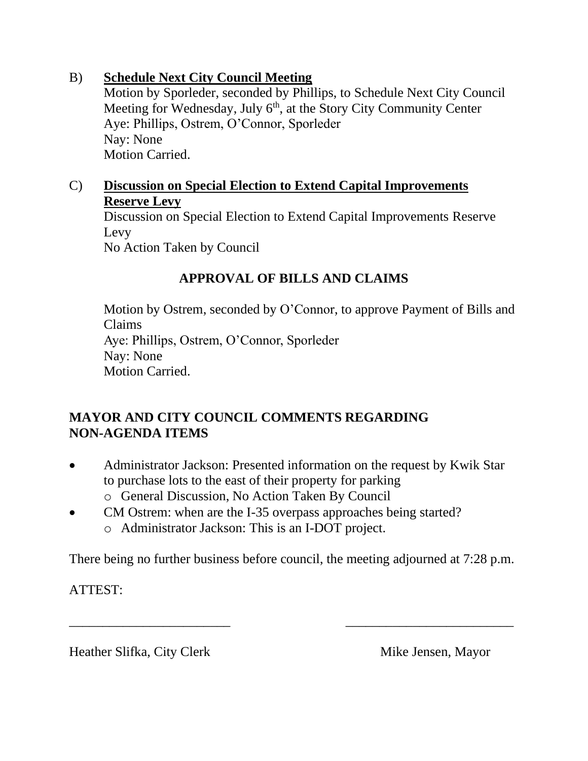B) **Schedule Next City Council Meeting**

Motion by Sporleder, seconded by Phillips, to Schedule Next City Council Meeting for Wednesday, July 6th, at the Story City Community Center
Aye: Phillips, Ostrem, O'Connor, Sporleder
Nay: None
Motion Carried.

C) **Discussion on Special Election to Extend Capital Improvements Reserve Levy**

Discussion on Special Election to Extend Capital Improvements Reserve Levy
No Action Taken by Council

## APPROVAL OF BILLS AND CLAIMS

Motion by Ostrem, seconded by O'Connor, to approve Payment of Bills and Claims
Aye: Phillips, Ostrem, O'Connor, Sporleder
Nay: None
Motion Carried.

## MAYOR AND CITY COUNCIL COMMENTS REGARDING NON-AGENDA ITEMS

- Administrator Jackson: Presented information on the request by Kwik Star to purchase lots to the east of their property for parking
  - General Discussion, No Action Taken By Council
- CM Ostrem: when are the I-35 overpass approaches being started?
  - Administrator Jackson: This is an I-DOT project.

There being no further business before council, the meeting adjourned at 7:28 p.m.

ATTEST:

________________________ ________________________

Heather Slifka, City Clerk Mike Jensen, Mayor